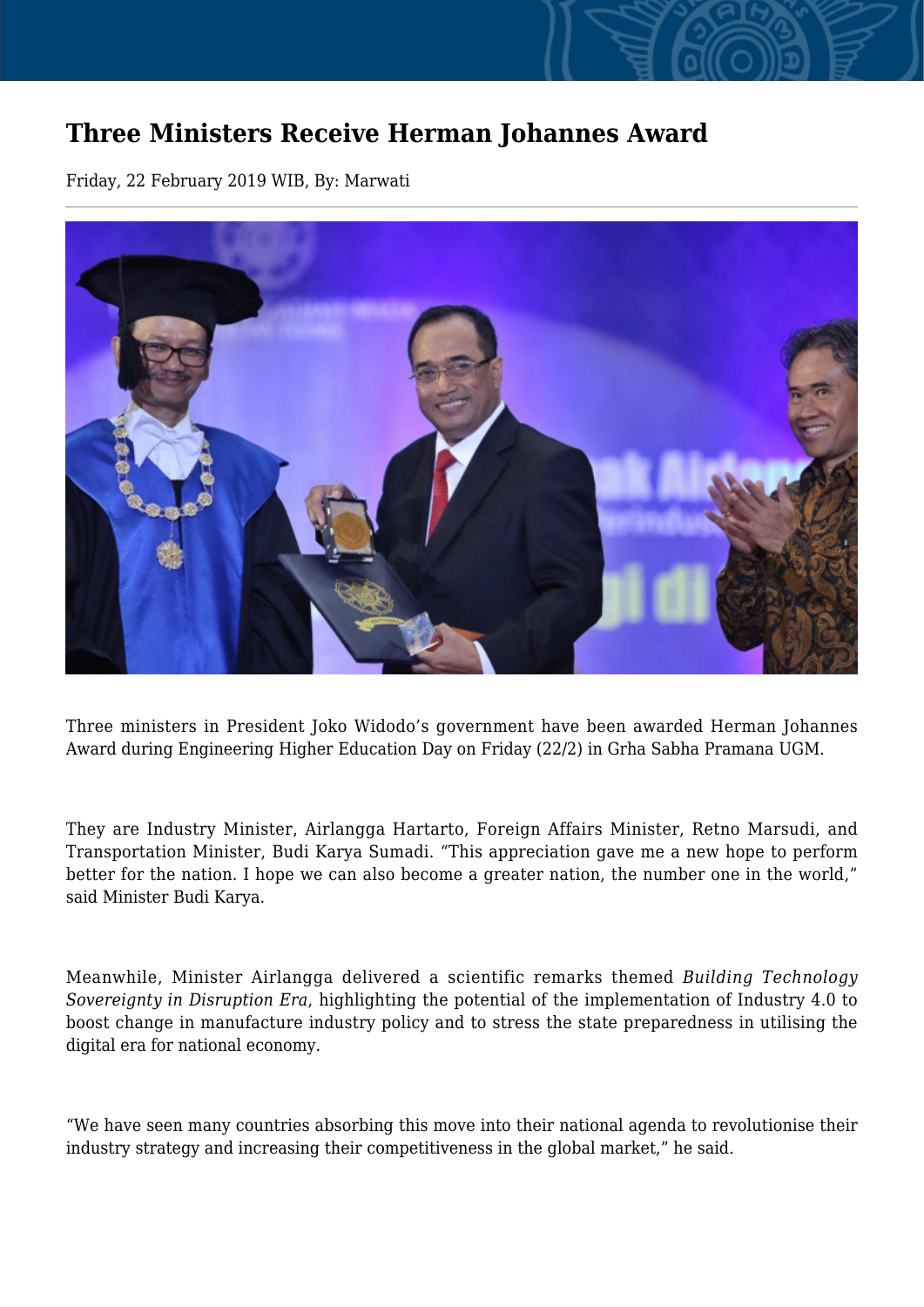# Three Ministers Receive Herman Johannes Award

Friday, 22 February 2019 WIB, By: Marwati

Three ministers in President Joko Widodo's government have been awarded Herman Johannes Award during Engineering Higher Education Day on Friday (22/2) in Grha Sabha Pramana UGM.

They are Industry Minister, Airlangga Hartarto, Foreign Affairs Minister, Retno Marsudi, and Transportation Minister, Budi Karya Sumadi. "This appreciation gave me a new hope to perform better for the nation. I hope we can also become a greater nation, the number one in the world," said Minister Budi Karya.

Meanwhile, Minister Airlangga delivered a scientific remarks themed *Building Technology Sovereignty in Disruption Era*, highlighting the potential of the implementation of Industry 4.0 to boost change in manufacture industry policy and to stress the state preparedness in utilising the digital era for national economy.

"We have seen many countries absorbing this move into their national agenda to revolutionise their industry strategy and increasing their competitiveness in the global market," he said.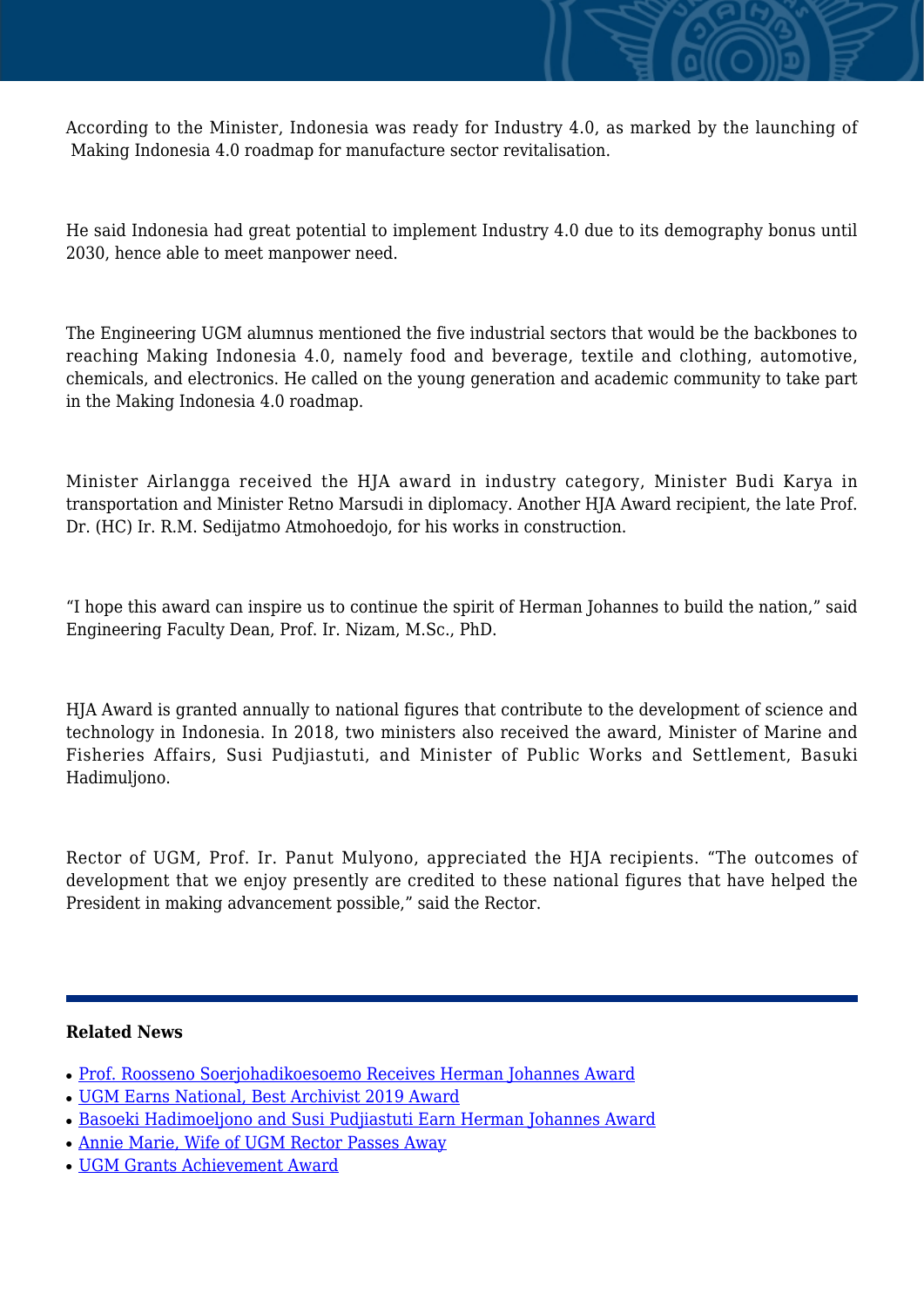According to the Minister, Indonesia was ready for Industry 4.0, as marked by the launching of Making Indonesia 4.0 roadmap for manufacture sector revitalisation.

He said Indonesia had great potential to implement Industry 4.0 due to its demography bonus until 2030, hence able to meet manpower need.

The Engineering UGM alumnus mentioned the five industrial sectors that would be the backbones to reaching Making Indonesia 4.0, namely food and beverage, textile and clothing, automotive, chemicals, and electronics. He called on the young generation and academic community to take part in the Making Indonesia 4.0 roadmap.

Minister Airlangga received the HJA award in industry category, Minister Budi Karya in transportation and Minister Retno Marsudi in diplomacy. Another HJA Award recipient, the late Prof. Dr. (HC) Ir. R.M. Sedijatmo Atmohoedojo, for his works in construction.

"I hope this award can inspire us to continue the spirit of Herman Johannes to build the nation," said Engineering Faculty Dean, Prof. Ir. Nizam, M.Sc., PhD.

HJA Award is granted annually to national figures that contribute to the development of science and technology in Indonesia. In 2018, two ministers also received the award, Minister of Marine and Fisheries Affairs, Susi Pudjiastuti, and Minister of Public Works and Settlement, Basuki Hadimuljono.

Rector of UGM, Prof. Ir. Panut Mulyono, appreciated the HJA recipients. "The outcomes of development that we enjoy presently are credited to these national figures that have helped the President in making advancement possible," said the Rector.

---

**Related News**

- Prof. Roosseno Soerjohadikoesoemo Receives Herman Johannes Award
- UGM Earns National, Best Archivist 2019 Award
- Basoeki Hadimoeljono and Susi Pudjiastuti Earn Herman Johannes Award
- Annie Marie, Wife of UGM Rector Passes Away
- UGM Grants Achievement Award